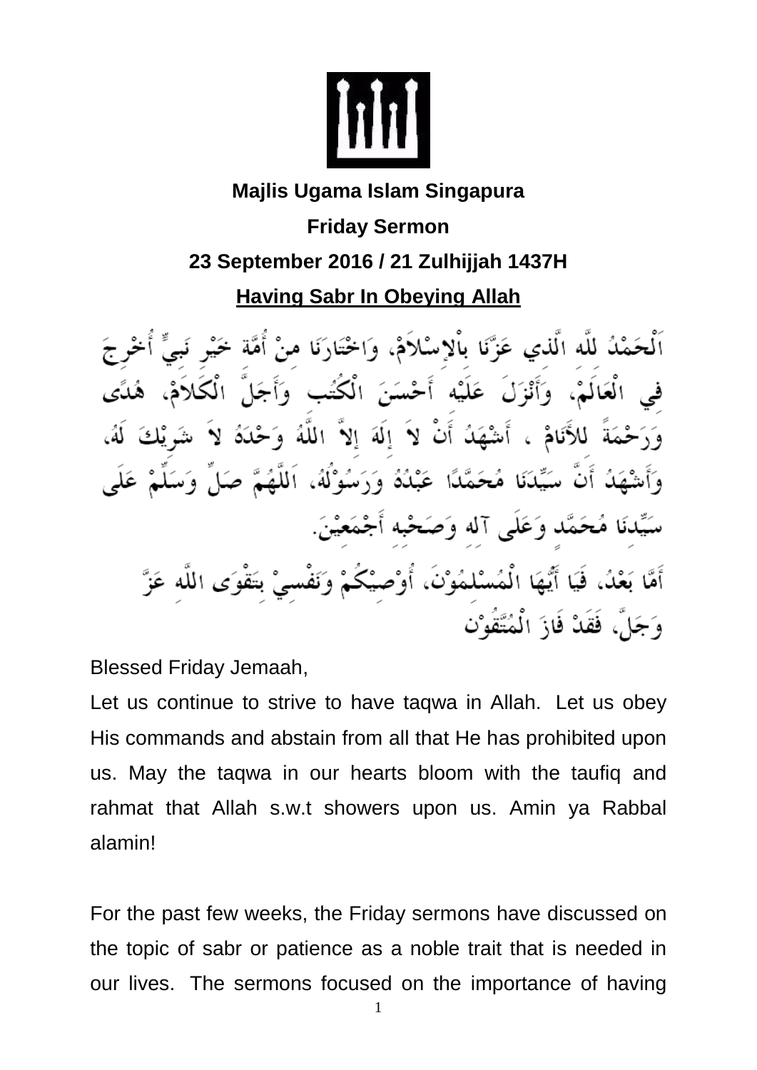**Majlis Ugama Islam Singapura**

**Friday Sermon**

**23 September 2016 / 21 Zulhijjah 1437H**

**Having Sabr In Obeying Allah**

اَلْحَمْدُ لِلَّهِ الَّذِي عَزَّنَا بِالْإِسْلاَمْ، وَاخْتَارَنَا مِنْ أُمَّةِ خَيْرِ نَبِيٍّ أُخْرِجَ فِي الْعَالَمْ، وَأَنْزَلَ عَلَيْهِ أَحْسَنَ الْكُتُبِ وَأَجَلَّ الْكَلاَمْ، هُدًى وَرَحْمَةً لِلأَنَامْ ، أَشْهَدُ أَنْ لاَ إِلَهَ إِلاَّ اللَّهُ وَحْدَهُ لاَ شَرِيْكَ لَهُ، وَأَشْهَدُ أَنَّ سَيِّدَنَا مُحَمَّدًا عَبْدُهُ وَرَسُوْلُهُ، اَللَّهُمَّ صَلِّ وَسَلِّمْ عَلَى سَيِّدِنَا مُحَمَّدٍ وَعَلَى آلِهِ وَصَحْبِهِ أَجْمَعِيْنَ.

أَمَّا بَعْدُ، فَيَا أَيُّهَا الْمُسْلِمُوْنَ، أُوْصِيْكُمْ وَنَفْسِيْ بِتَقْوَى اللَّهِ عَزَّ وَجَلَّ، فَقَدْ فَازَ الْمُتَّقُوْنَ

Blessed Friday Jemaah,

Let us continue to strive to have taqwa in Allah. Let us obey His commands and abstain from all that He has prohibited upon us. May the taqwa in our hearts bloom with the taufiq and rahmat that Allah s.w.t showers upon us. Amin ya Rabbal alamin!

For the past few weeks, the Friday sermons have discussed on the topic of sabr or patience as a noble trait that is needed in our lives. The sermons focused on the importance of having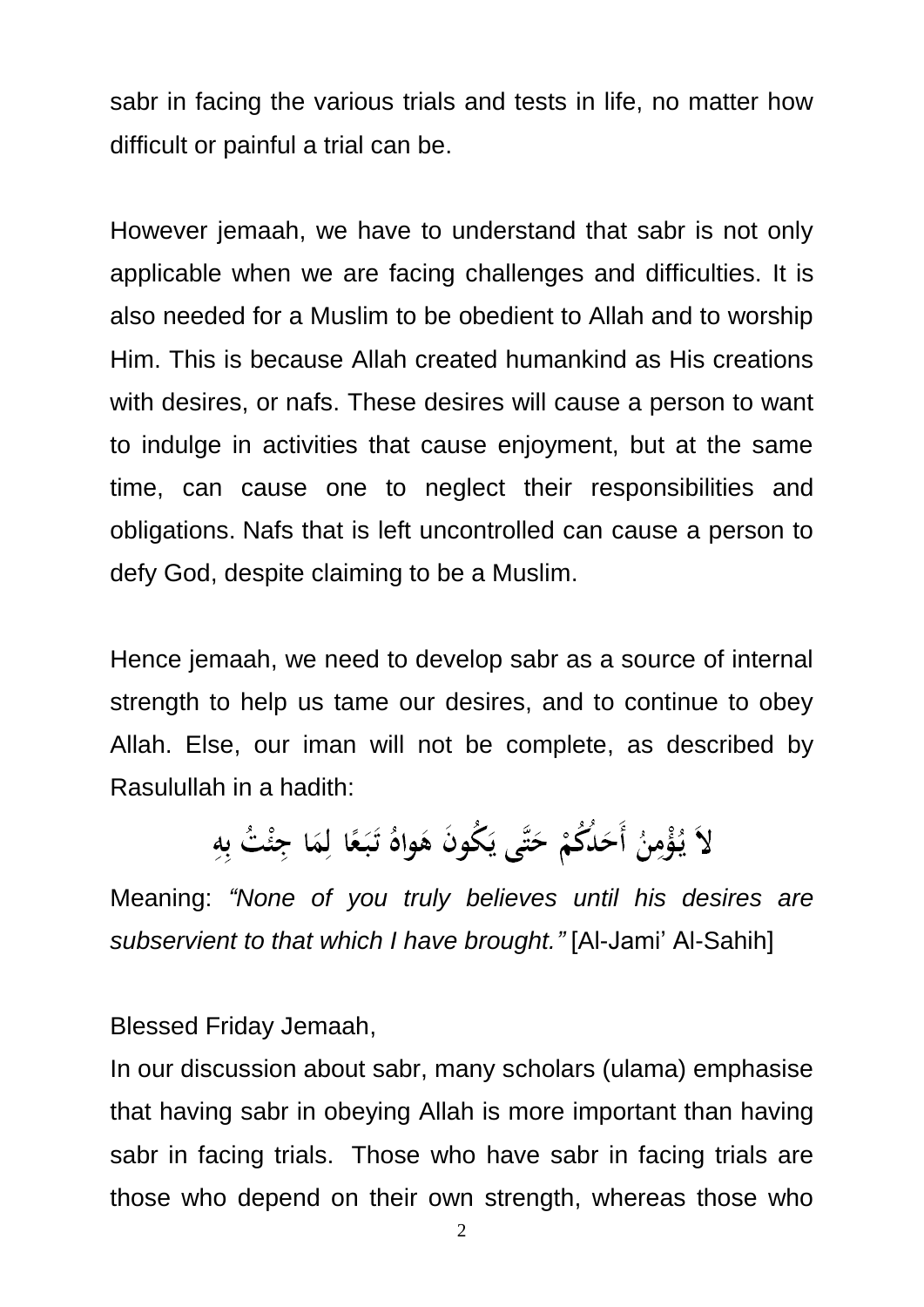sabr in facing the various trials and tests in life, no matter how difficult or painful a trial can be.

However jemaah, we have to understand that sabr is not only applicable when we are facing challenges and difficulties. It is also needed for a Muslim to be obedient to Allah and to worship Him. This is because Allah created humankind as His creations with desires, or nafs. These desires will cause a person to want to indulge in activities that cause enjoyment, but at the same time, can cause one to neglect their responsibilities and obligations. Nafs that is left uncontrolled can cause a person to defy God, despite claiming to be a Muslim.

Hence jemaah, we need to develop sabr as a source of internal strength to help us tame our desires, and to continue to obey Allah. Else, our iman will not be complete, as described by Rasulullah in a hadith:

لاَ يُؤْمِنُ أَحَدُكُمْ حَتَّى يَكُونَ هَواهُ تَبَعًا لِمَا جِئْتُ بِهِ

Meaning: *"None of you truly believes until his desires are subservient to that which I have brought."* [Al-Jami' Al-Sahih]

Blessed Friday Jemaah,

In our discussion about sabr, many scholars (ulama) emphasise that having sabr in obeying Allah is more important than having sabr in facing trials. Those who have sabr in facing trials are those who depend on their own strength, whereas those who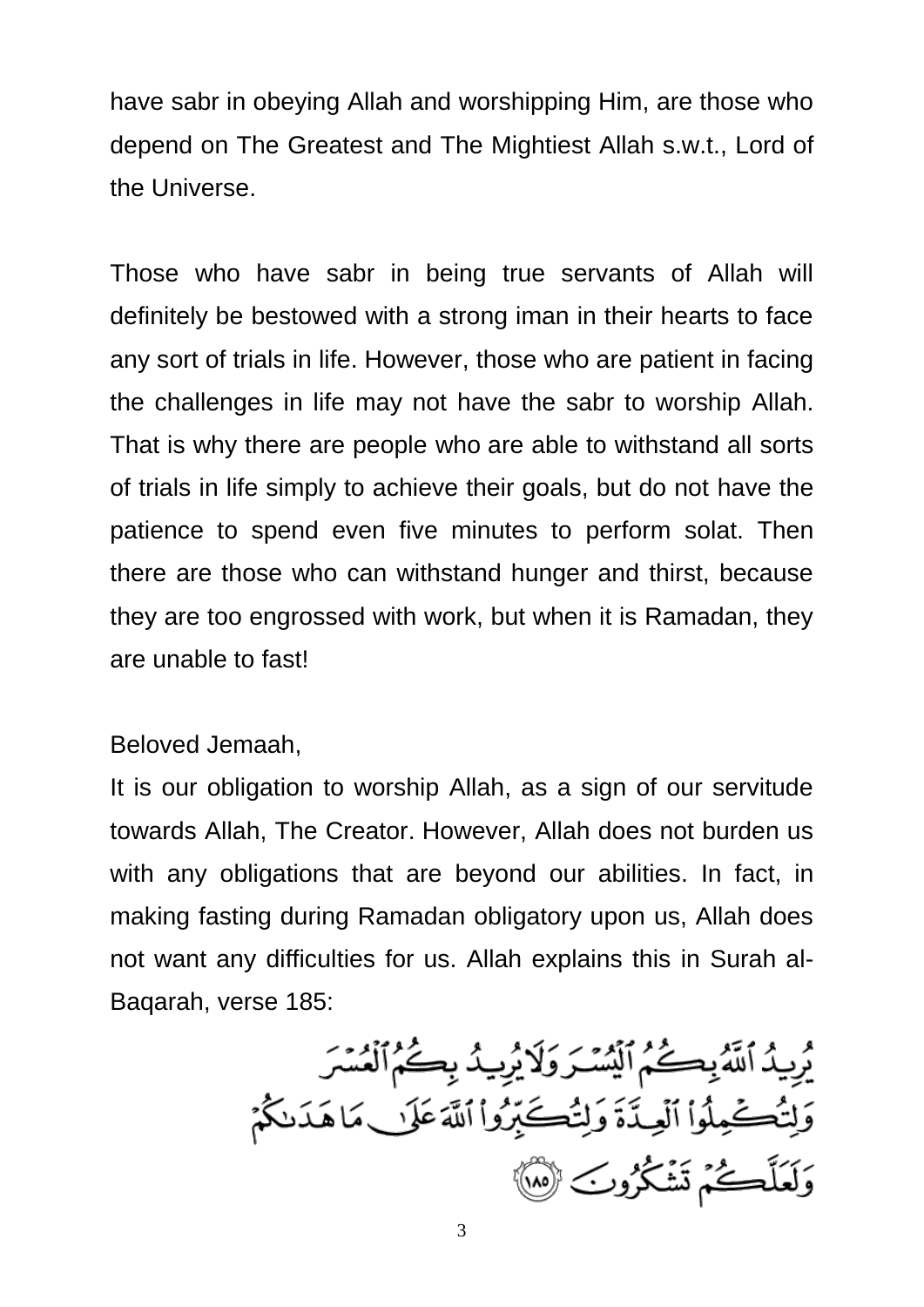have sabr in obeying Allah and worshipping Him, are those who depend on The Greatest and The Mightiest Allah s.w.t., Lord of the Universe.

Those who have sabr in being true servants of Allah will definitely be bestowed with a strong iman in their hearts to face any sort of trials in life. However, those who are patient in facing the challenges in life may not have the sabr to worship Allah. That is why there are people who are able to withstand all sorts of trials in life simply to achieve their goals, but do not have the patience to spend even five minutes to perform solat. Then there are those who can withstand hunger and thirst, because they are too engrossed with work, but when it is Ramadan, they are unable to fast!

Beloved Jemaah,

It is our obligation to worship Allah, as a sign of our servitude towards Allah, The Creator. However, Allah does not burden us with any obligations that are beyond our abilities. In fact, in making fasting during Ramadan obligatory upon us, Allah does not want any difficulties for us. Allah explains this in Surah al-Baqarah, verse 185:

يُرِيدُ ٱللَّهُ بِكُمُ ٱلْيُسْرَ وَلَا يُرِيدُ بِكُمُ ٱلْعُسْرَ وَلِتُكْمِلُوا۟ ٱلْعِدَّةَ وَلِتُكَبِّرُوا۟ ٱللَّهَ عَلَىٰ مَا هَدَىٰكُمْ وَلَعَلَّكُمْ تَشْكُرُونَ ﴿١٨٥﴾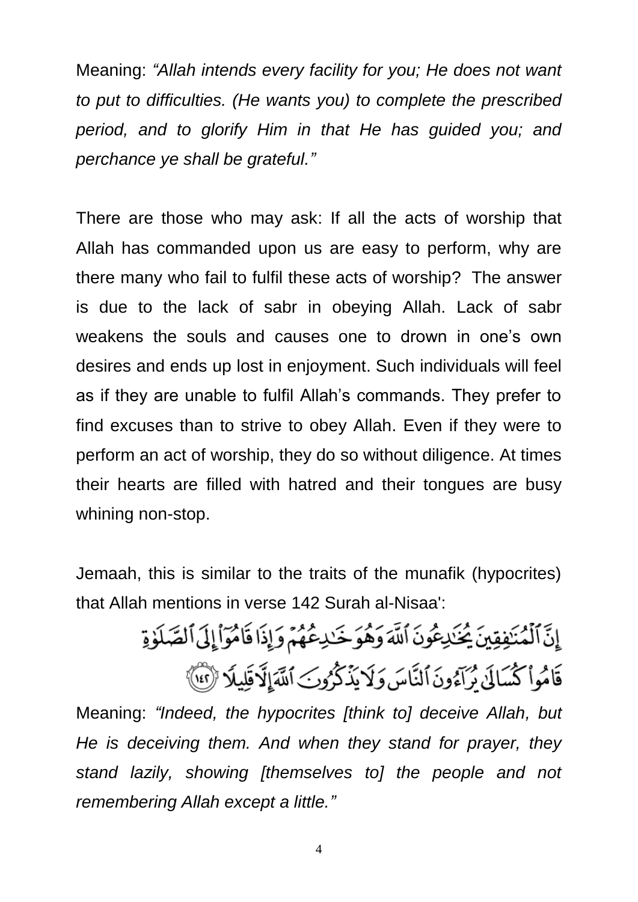Meaning: *"Allah intends every facility for you; He does not want to put to difficulties. (He wants you) to complete the prescribed period, and to glorify Him in that He has guided you; and perchance ye shall be grateful."*

There are those who may ask: If all the acts of worship that Allah has commanded upon us are easy to perform, why are there many who fail to fulfil these acts of worship? The answer is due to the lack of sabr in obeying Allah. Lack of sabr weakens the souls and causes one to drown in one's own desires and ends up lost in enjoyment. Such individuals will feel as if they are unable to fulfil Allah's commands. They prefer to find excuses than to strive to obey Allah. Even if they were to perform an act of worship, they do so without diligence. At times their hearts are filled with hatred and their tongues are busy whining non-stop.

Jemaah, this is similar to the traits of the munafik (hypocrites) that Allah mentions in verse 142 Surah al-Nisaa':

إِنَّ ٱلْمُنَٰفِقِينَ يُخَٰدِعُونَ ٱللَّهَ وَهُوَ خَٰدِعُهُمْ وَإِذَا قَامُوٓا۟ إِلَى ٱلصَّلَوٰةِ قَامُوا۟ كُسَالَىٰ يُرَآءُونَ ٱلنَّاسَ وَلَا يَذْكُرُونَ ٱللَّهَ إِلَّا قَلِيلًا ﴿١٤٢﴾

Meaning: *"Indeed, the hypocrites [think to] deceive Allah, but He is deceiving them. And when they stand for prayer, they stand lazily, showing [themselves to] the people and not remembering Allah except a little."*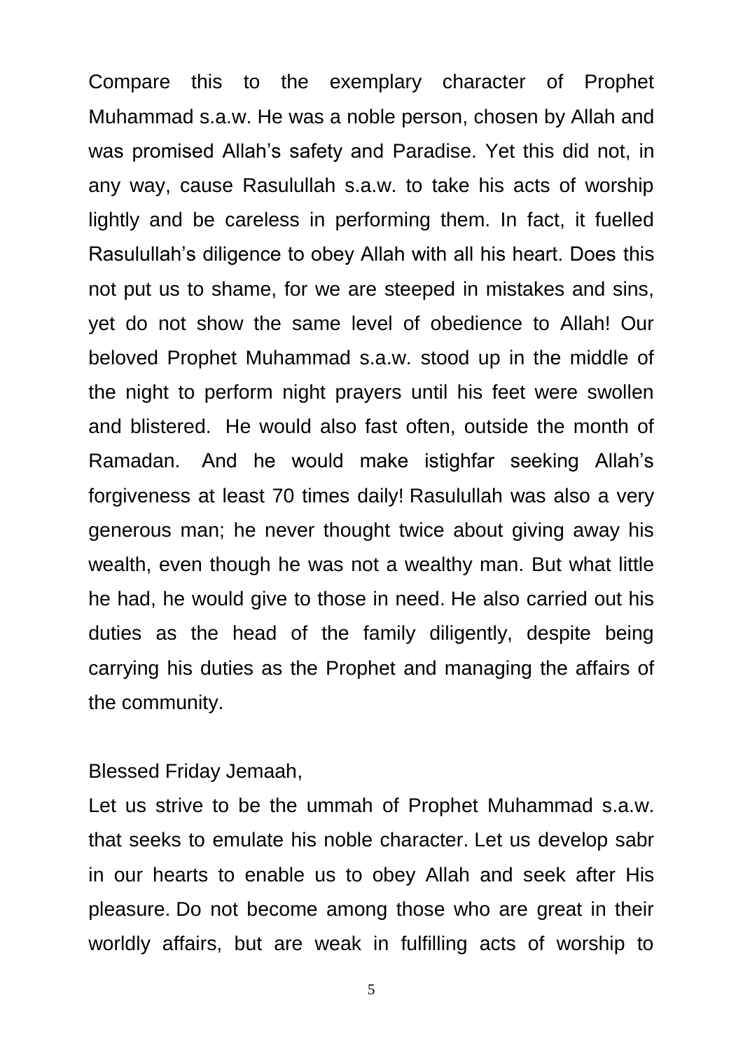Compare this to the exemplary character of Prophet Muhammad s.a.w. He was a noble person, chosen by Allah and was promised Allah's safety and Paradise. Yet this did not, in any way, cause Rasulullah s.a.w. to take his acts of worship lightly and be careless in performing them. In fact, it fuelled Rasulullah's diligence to obey Allah with all his heart. Does this not put us to shame, for we are steeped in mistakes and sins, yet do not show the same level of obedience to Allah! Our beloved Prophet Muhammad s.a.w. stood up in the middle of the night to perform night prayers until his feet were swollen and blistered. He would also fast often, outside the month of Ramadan. And he would make istighfar seeking Allah's forgiveness at least 70 times daily! Rasulullah was also a very generous man; he never thought twice about giving away his wealth, even though he was not a wealthy man. But what little he had, he would give to those in need. He also carried out his duties as the head of the family diligently, despite being carrying his duties as the Prophet and managing the affairs of the community.

Blessed Friday Jemaah,

Let us strive to be the ummah of Prophet Muhammad s.a.w. that seeks to emulate his noble character. Let us develop sabr in our hearts to enable us to obey Allah and seek after His pleasure. Do not become among those who are great in their worldly affairs, but are weak in fulfilling acts of worship to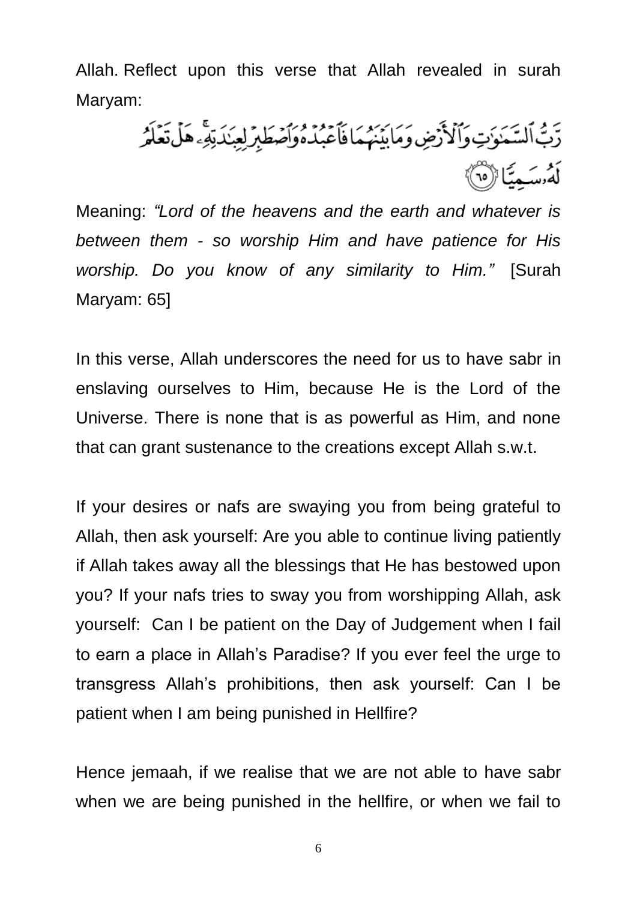Allah. Reflect upon this verse that Allah revealed in surah Maryam:

رَّبُّ ٱلسَّمَٰوَٰتِ وَٱلْأَرْضِ وَمَا بَيْنَهُمَا فَٱعْبُدْهُ وَٱصْطَبِرْ لِعِبَٰدَتِهِۦ ۚ هَلْ تَعْلَمُ لَهُۥ سَمِيًّا ﴿٦٥﴾

Meaning: *"Lord of the heavens and the earth and whatever is between them - so worship Him and have patience for His worship. Do you know of any similarity to Him."* [Surah Maryam: 65]

In this verse, Allah underscores the need for us to have sabr in enslaving ourselves to Him, because He is the Lord of the Universe. There is none that is as powerful as Him, and none that can grant sustenance to the creations except Allah s.w.t.

If your desires or nafs are swaying you from being grateful to Allah, then ask yourself: Are you able to continue living patiently if Allah takes away all the blessings that He has bestowed upon you? If your nafs tries to sway you from worshipping Allah, ask yourself: Can I be patient on the Day of Judgement when I fail to earn a place in Allah's Paradise? If you ever feel the urge to transgress Allah's prohibitions, then ask yourself: Can I be patient when I am being punished in Hellfire?

Hence jemaah, if we realise that we are not able to have sabr when we are being punished in the hellfire, or when we fail to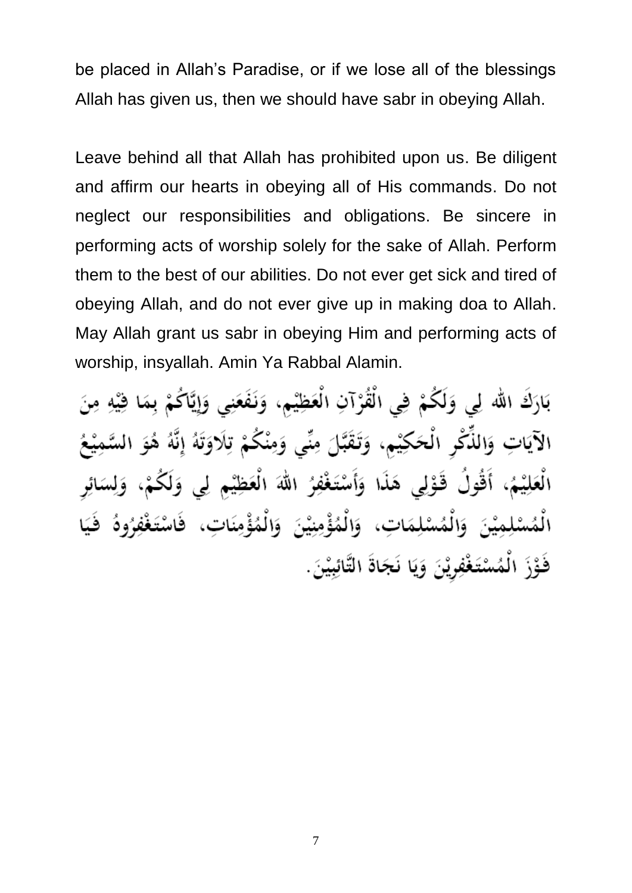be placed in Allah's Paradise, or if we lose all of the blessings Allah has given us, then we should have sabr in obeying Allah.

Leave behind all that Allah has prohibited upon us. Be diligent and affirm our hearts in obeying all of His commands. Do not neglect our responsibilities and obligations. Be sincere in performing acts of worship solely for the sake of Allah. Perform them to the best of our abilities. Do not ever get sick and tired of obeying Allah, and do not ever give up in making doa to Allah. May Allah grant us sabr in obeying Him and performing acts of worship, insyallah. Amin Ya Rabbal Alamin.

بَارَكَ اللهُ لِي وَلَكُمْ فِي الْقُرْآنِ الْعَظِيْمِ، وَنَفَعَنِي وَإِيَّاكُمْ بِمَا فِيْهِ مِنَ الآيَاتِ وَالذِّكْرِ الْحَكِيْمِ، وَتَقَبَّلَ مِنِّي وَمِنْكُمْ تِلَاوَتَهُ إِنَّهُ هُوَ السَّمِيْعُ الْعَلِيْمُ، أَقُولُ قَوْلِي هَذَا وَأَسْتَغْفِرُ اللهَ الْعَظِيْمِ لِي وَلَكُمْ، وَلِسَائِرِ الْمُسْلِمِيْنَ وَالْمُسْلِمَاتِ، وَالْمُؤْمِنِيْنَ وَالْمُؤْمِنَاتِ، فَاسْتَغْفِرُوهُ فَيَا فَوْزَ الْمُسْتَغْفِرِيْنَ وَيَا نَجَاةَ التَّائِبِيْنَ.